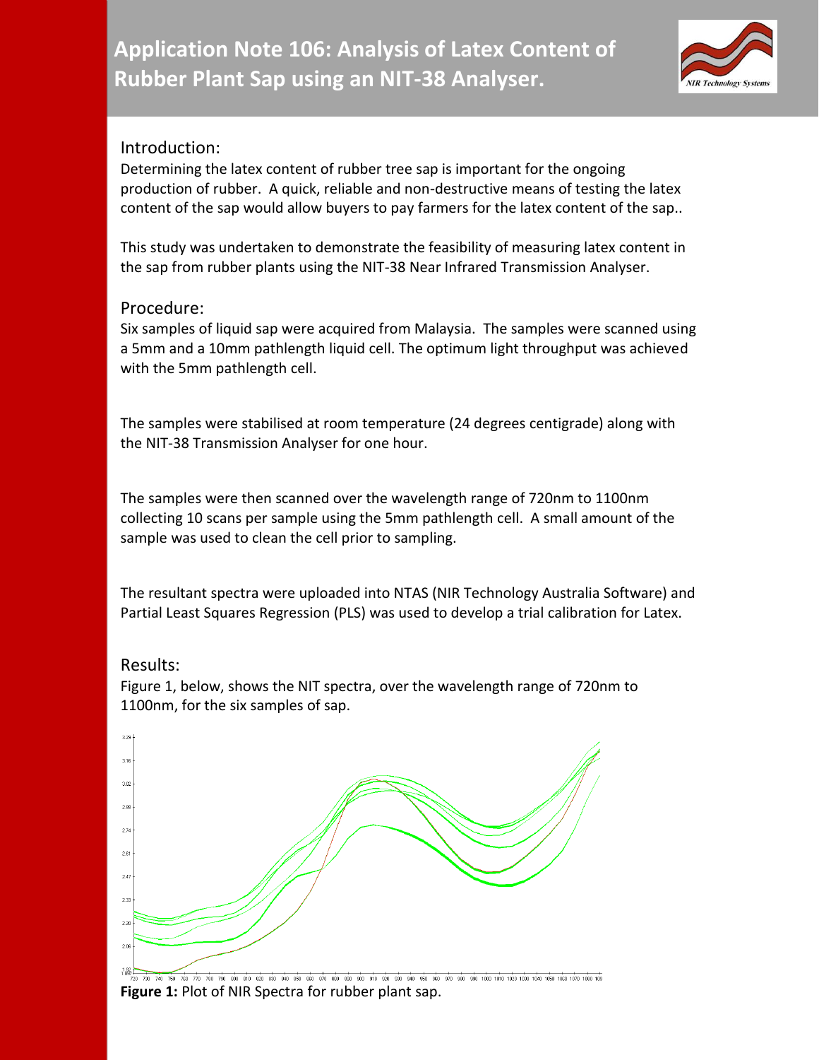# Application Note 106: Analysis of Latex Content of Rubber Plant Sap using an NIT-38 Analyser.

## Introduction:

Determining the latex content of rubber tree sap is important for the ongoing production of rubber. A quick, reliable and non-destructive means of testing the latex content of the sap would allow buyers to pay farmers for the latex content of the sap..

This study was undertaken to demonstrate the feasibility of measuring latex content in the sap from rubber plants using the NIT-38 Near Infrared Transmission Analyser.

## Procedure:

Six samples of liquid sap were acquired from Malaysia. The samples were scanned using a 5mm and a 10mm pathlength liquid cell. The optimum light throughput was achieved with the 5mm pathlength cell.

The samples were stabilised at room temperature (24 degrees centigrade) along with the NIT-38 Transmission Analyser for one hour.

The samples were then scanned over the wavelength range of 720nm to 1100nm collecting 10 scans per sample using the 5mm pathlength cell. A small amount of the sample was used to clean the cell prior to sampling.

The resultant spectra were uploaded into NTAS (NIR Technology Australia Software) and Partial Least Squares Regression (PLS) was used to develop a trial calibration for Latex.

## Results:

Figure 1, below, shows the NIT spectra, over the wavelength range of 720nm to 1100nm, for the six samples of sap.

**Figure 1:** Plot of NIR Spectra for rubber plant sap.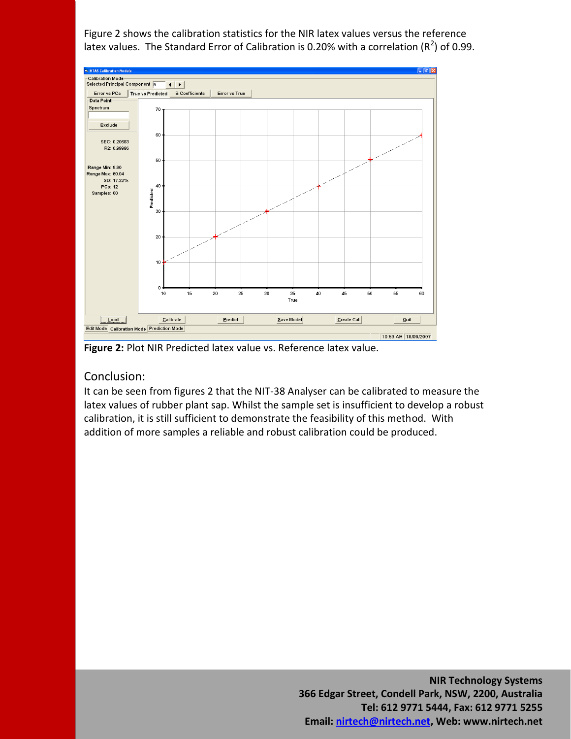Figure 2 shows the calibration statistics for the NIR latex values versus the reference latex values. The Standard Error of Calibration is 0.20% with a correlation ($R^2$) of 0.99.

NTAS Calibration Module

Calibration Mode
Selected Principal Component 5

Error vs PCs | True vs Predicted | B Coefficients | Error vs True

Data Point
Spectrum:
Exclude

SEC: 0.20683
R2: 0.99986

Range Min: 9.90
Range Max: 60.04
SD: 17.22%
PCs: 12
Samples: 60

Predicted
70
60
50
40
30
20
10
0

10 15 20 25 30 35 40 45 50 55 60
True

Load | Calibrate | Predict | Save Model | Create Cal | Quit

Edit Mode | Calibration Mode | Prediction Mode

10:53 AM | 18/09/2007

**Figure 2:** Plot NIR Predicted latex value vs. Reference latex value.

## Conclusion:

It can be seen from figures 2 that the NIT-38 Analyser can be calibrated to measure the latex values of rubber plant sap. Whilst the sample set is insufficient to develop a robust calibration, it is still sufficient to demonstrate the feasibility of this method. With addition of more samples a reliable and robust calibration could be produced.

**NIR Technology Systems**
**366 Edgar Street, Condell Park, NSW, 2200, Australia**
**Tel: 612 9771 5444, Fax: 612 9771 5255**
**Email: nirtech@nirtech.net, Web: www.nirtech.net**